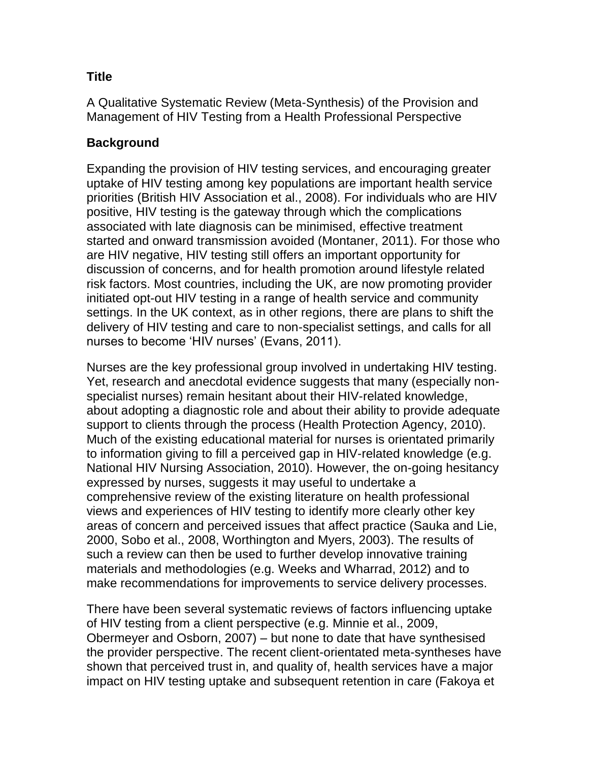## Title

A Qualitative Systematic Review (Meta-Synthesis) of the Provision and Management of HIV Testing from a Health Professional Perspective

## Background

Expanding the provision of HIV testing services, and encouraging greater uptake of HIV testing among key populations are important health service priorities (British HIV Association et al., 2008). For individuals who are HIV positive, HIV testing is the gateway through which the complications associated with late diagnosis can be minimised, effective treatment started and onward transmission avoided (Montaner, 2011). For those who are HIV negative, HIV testing still offers an important opportunity for discussion of concerns, and for health promotion around lifestyle related risk factors. Most countries, including the UK, are now promoting provider initiated opt-out HIV testing in a range of health service and community settings. In the UK context, as in other regions, there are plans to shift the delivery of HIV testing and care to non-specialist settings, and calls for all nurses to become 'HIV nurses' (Evans, 2011).

Nurses are the key professional group involved in undertaking HIV testing. Yet, research and anecdotal evidence suggests that many (especially non-specialist nurses) remain hesitant about their HIV-related knowledge, about adopting a diagnostic role and about their ability to provide adequate support to clients through the process (Health Protection Agency, 2010). Much of the existing educational material for nurses is orientated primarily to information giving to fill a perceived gap in HIV-related knowledge (e.g. National HIV Nursing Association, 2010). However, the on-going hesitancy expressed by nurses, suggests it may useful to undertake a comprehensive review of the existing literature on health professional views and experiences of HIV testing to identify more clearly other key areas of concern and perceived issues that affect practice (Sauka and Lie, 2000, Sobo et al., 2008, Worthington and Myers, 2003). The results of such a review can then be used to further develop innovative training materials and methodologies (e.g. Weeks and Wharrad, 2012) and to make recommendations for improvements to service delivery processes.

There have been several systematic reviews of factors influencing uptake of HIV testing from a client perspective (e.g. Minnie et al., 2009, Obermeyer and Osborn, 2007) – but none to date that have synthesised the provider perspective. The recent client-orientated meta-syntheses have shown that perceived trust in, and quality of, health services have a major impact on HIV testing uptake and subsequent retention in care (Fakoya et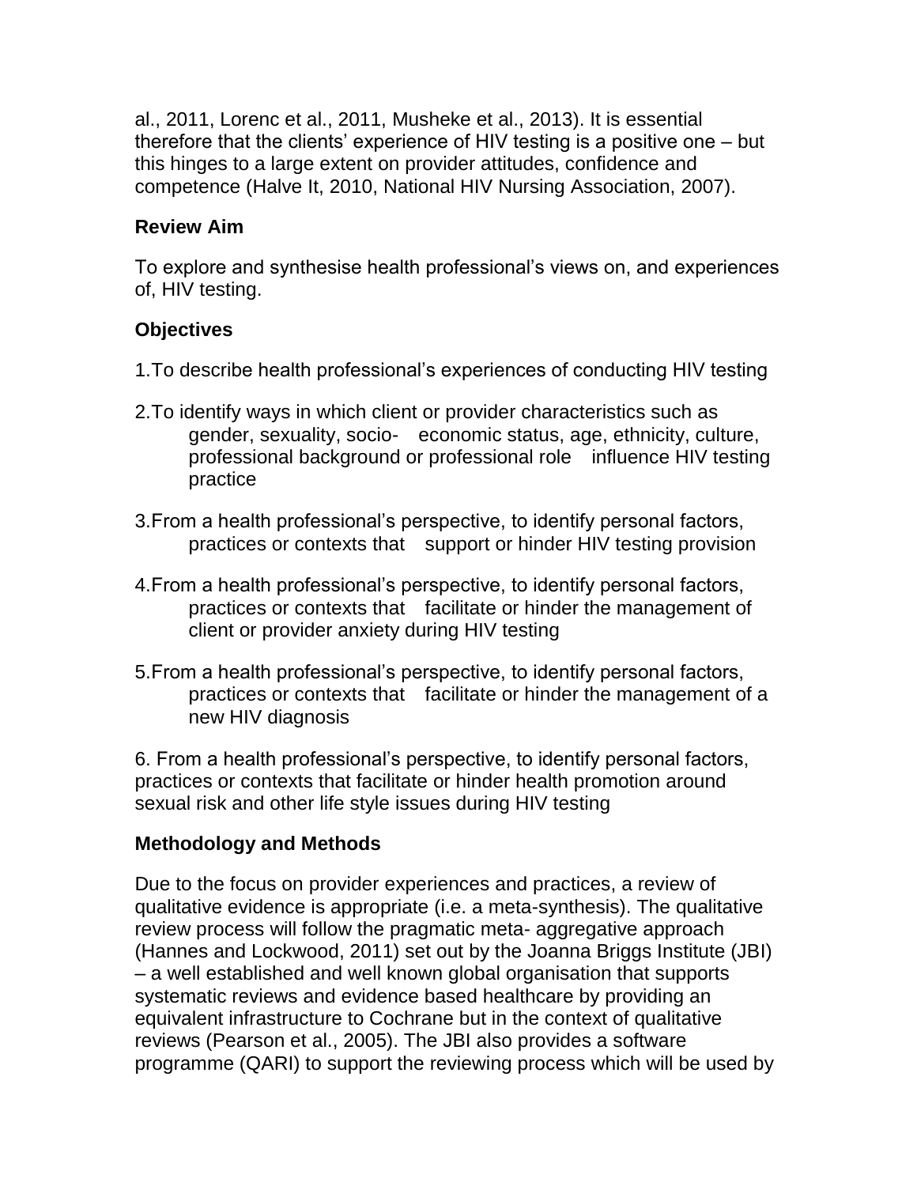al., 2011, Lorenc et al., 2011, Musheke et al., 2013). It is essential therefore that the clients' experience of HIV testing is a positive one – but this hinges to a large extent on provider attitudes, confidence and competence (Halve It, 2010, National HIV Nursing Association, 2007).

**Review Aim**

To explore and synthesise health professional's views on, and experiences of, HIV testing.

**Objectives**

1. To describe health professional's experiences of conducting HIV testing

2. To identify ways in which client or provider characteristics such as gender, sexuality, socio- economic status, age, ethnicity, culture, professional background or professional role influence HIV testing practice

3. From a health professional's perspective, to identify personal factors, practices or contexts that support or hinder HIV testing provision

4. From a health professional's perspective, to identify personal factors, practices or contexts that facilitate or hinder the management of client or provider anxiety during HIV testing

5. From a health professional's perspective, to identify personal factors, practices or contexts that facilitate or hinder the management of a new HIV diagnosis

6. From a health professional's perspective, to identify personal factors, practices or contexts that facilitate or hinder health promotion around sexual risk and other life style issues during HIV testing

**Methodology and Methods**

Due to the focus on provider experiences and practices, a review of qualitative evidence is appropriate (i.e. a meta-synthesis). The qualitative review process will follow the pragmatic meta- aggregative approach (Hannes and Lockwood, 2011) set out by the Joanna Briggs Institute (JBI) – a well established and well known global organisation that supports systematic reviews and evidence based healthcare by providing an equivalent infrastructure to Cochrane but in the context of qualitative reviews (Pearson et al., 2005). The JBI also provides a software programme (QARI) to support the reviewing process which will be used by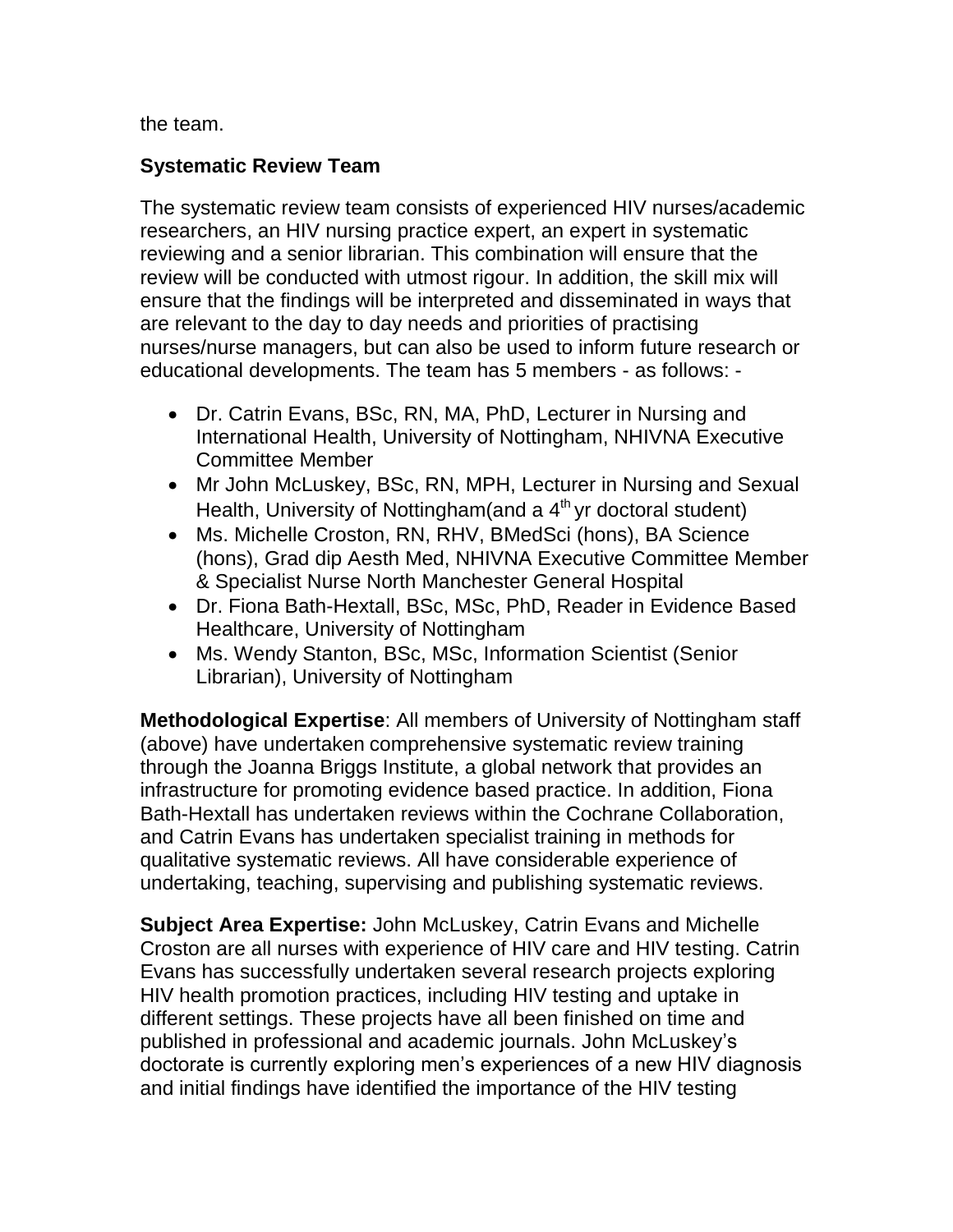the team.

## Systematic Review Team

The systematic review team consists of experienced HIV nurses/academic researchers, an HIV nursing practice expert, an expert in systematic reviewing and a senior librarian. This combination will ensure that the review will be conducted with utmost rigour. In addition, the skill mix will ensure that the findings will be interpreted and disseminated in ways that are relevant to the day to day needs and priorities of practising nurses/nurse managers, but can also be used to inform future research or educational developments. The team has 5 members - as follows: -

- Dr. Catrin Evans, BSc, RN, MA, PhD, Lecturer in Nursing and International Health, University of Nottingham, NHIVNA Executive Committee Member
- Mr John McLuskey, BSc, RN, MPH, Lecturer in Nursing and Sexual Health, University of Nottingham(and a 4th yr doctoral student)
- Ms. Michelle Croston, RN, RHV, BMedSci (hons), BA Science (hons), Grad dip Aesth Med, NHIVNA Executive Committee Member & Specialist Nurse North Manchester General Hospital
- Dr. Fiona Bath-Hextall, BSc, MSc, PhD, Reader in Evidence Based Healthcare, University of Nottingham
- Ms. Wendy Stanton, BSc, MSc, Information Scientist (Senior Librarian), University of Nottingham

**Methodological Expertise**: All members of University of Nottingham staff (above) have undertaken comprehensive systematic review training through the Joanna Briggs Institute, a global network that provides an infrastructure for promoting evidence based practice. In addition, Fiona Bath-Hextall has undertaken reviews within the Cochrane Collaboration, and Catrin Evans has undertaken specialist training in methods for qualitative systematic reviews. All have considerable experience of undertaking, teaching, supervising and publishing systematic reviews.

**Subject Area Expertise:** John McLuskey, Catrin Evans and Michelle Croston are all nurses with experience of HIV care and HIV testing. Catrin Evans has successfully undertaken several research projects exploring HIV health promotion practices, including HIV testing and uptake in different settings. These projects have all been finished on time and published in professional and academic journals. John McLuskey's doctorate is currently exploring men's experiences of a new HIV diagnosis and initial findings have identified the importance of the HIV testing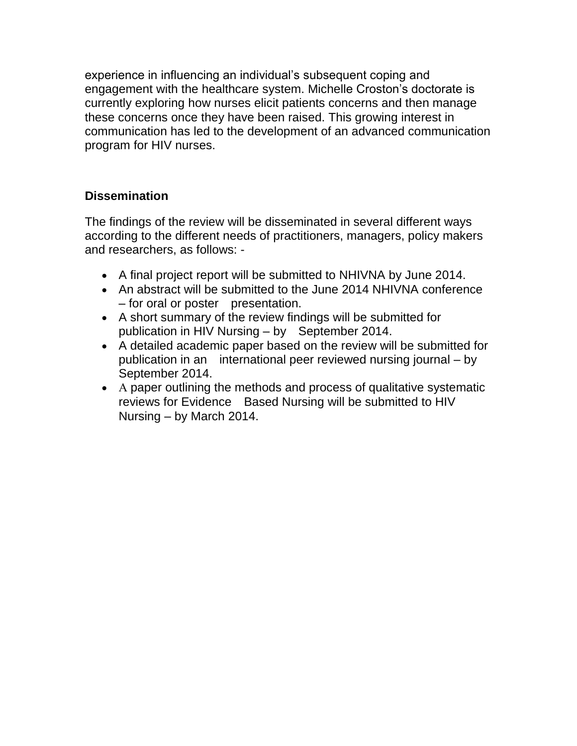experience in influencing an individual's subsequent coping and engagement with the healthcare system. Michelle Croston's doctorate is currently exploring how nurses elicit patients concerns and then manage these concerns once they have been raised. This growing interest in communication has led to the development of an advanced communication program for HIV nurses.

**Dissemination**

The findings of the review will be disseminated in several different ways according to the different needs of practitioners, managers, policy makers and researchers, as follows: -

- A final project report will be submitted to NHIVNA by June 2014.
- An abstract will be submitted to the June 2014 NHIVNA conference – for oral or poster presentation.
- A short summary of the review findings will be submitted for publication in HIV Nursing – by September 2014.
- A detailed academic paper based on the review will be submitted for publication in an international peer reviewed nursing journal – by September 2014.
- A paper outlining the methods and process of qualitative systematic reviews for Evidence Based Nursing will be submitted to HIV Nursing – by March 2014.